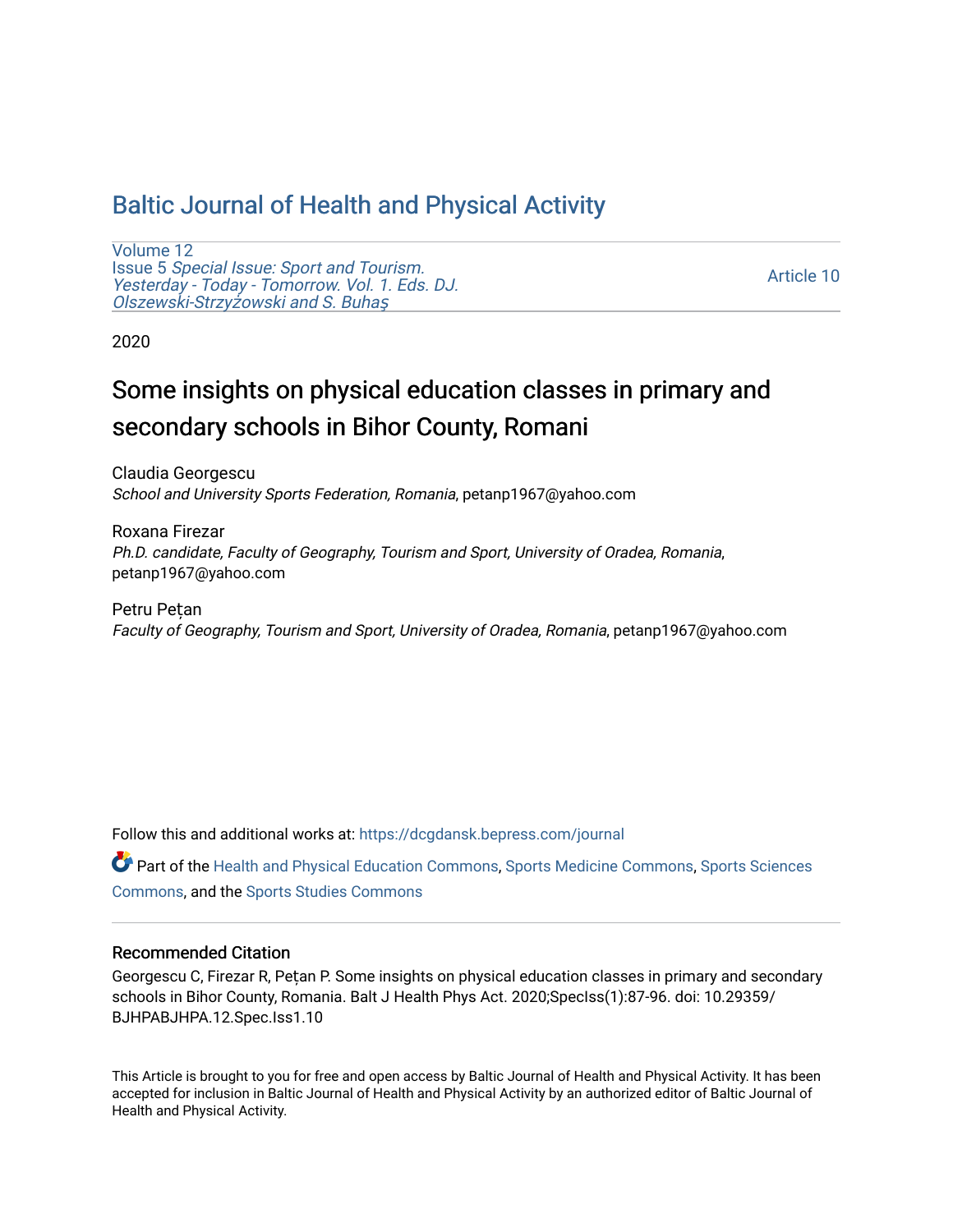# Baltic Journal of Health and Physical Activity

Volume 12
Issue 5 *Special Issue: Sport and Tourism. Yesterday - Today - Tomorrow. Vol. 1. Eds. DJ. Olszewski-Strzyżowski and S. Buhaş*

Article 10

2020

## Some insights on physical education classes in primary and secondary schools in Bihor County, Romani

Claudia Georgescu
*School and University Sports Federation, Romania*, petanp1967@yahoo.com

Roxana Firezar
*Ph.D. candidate, Faculty of Geography, Tourism and Sport, University of Oradea, Romania*, petanp1967@yahoo.com

Petru Pețan
*Faculty of Geography, Tourism and Sport, University of Oradea, Romania*, petanp1967@yahoo.com

Follow this and additional works at: https://dcgdansk.bepress.com/journal

Part of the Health and Physical Education Commons, Sports Medicine Commons, Sports Sciences Commons, and the Sports Studies Commons

### Recommended Citation

Georgescu C, Firezar R, Pețan P. Some insights on physical education classes in primary and secondary schools in Bihor County, Romania. Balt J Health Phys Act. 2020;SpecIss(1):87-96. doi: 10.29359/BJHPABJHPA.12.Spec.Iss1.10

This Article is brought to you for free and open access by Baltic Journal of Health and Physical Activity. It has been accepted for inclusion in Baltic Journal of Health and Physical Activity by an authorized editor of Baltic Journal of Health and Physical Activity.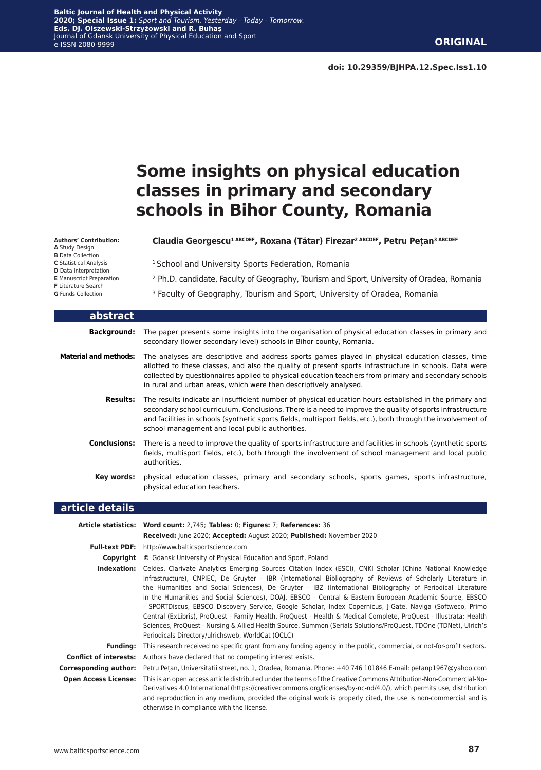doi: 10.29359/BJHPA.12.Spec.Iss1.10

# Some insights on physical education classes in primary and secondary schools in Bihor County, Romania

**Authors' Contribution:**
**A** Study Design
**B** Data Collection
**C** Statistical Analysis
**D** Data Interpretation
**E** Manuscript Preparation
**F** Literature Search
**G** Funds Collection

**Claudia Georgescu[1 ABCDEF], Roxana (Tătar) Firezar[2 ABCDEF], Petru Pețan[3 ABCDEF]**

[1] School and University Sports Federation, Romania

[2] Ph.D. candidate, Faculty of Geography, Tourism and Sport, University of Oradea, Romania

[3] Faculty of Geography, Tourism and Sport, University of Oradea, Romania

## abstract

**Background:** The paper presents some insights into the organisation of physical education classes in primary and secondary (lower secondary level) schools in Bihor county, Romania.

**Material and methods:** The analyses are descriptive and address sports games played in physical education classes, time allotted to these classes, and also the quality of present sports infrastructure in schools. Data were collected by questionnaires applied to physical education teachers from primary and secondary schools in rural and urban areas, which were then descriptively analysed.

**Results:** The results indicate an insufficient number of physical education hours established in the primary and secondary school curriculum. Conclusions. There is a need to improve the quality of sports infrastructure and facilities in schools (synthetic sports fields, multisport fields, etc.), both through the involvement of school management and local public authorities.

**Conclusions:** There is a need to improve the quality of sports infrastructure and facilities in schools (synthetic sports fields, multisport fields, etc.), both through the involvement of school management and local public authorities.

**Key words:** physical education classes, primary and secondary schools, sports games, sports infrastructure, physical education teachers.

## article details

**Article statistics:** **Word count:** 2,745; **Tables:** 0; **Figures:** 7; **References:** 36
**Received:** June 2020; **Accepted:** August 2020; **Published:** November 2020

**Full-text PDF:** http://www.balticsportscience.com

**Copyright** © Gdansk University of Physical Education and Sport, Poland

**Indexation:** Celdes, Clarivate Analytics Emerging Sources Citation Index (ESCI), CNKI Scholar (China National Knowledge Infrastructure), CNPIEC, De Gruyter - IBR (International Bibliography of Reviews of Scholarly Literature in the Humanities and Social Sciences), De Gruyter - IBZ (International Bibliography of Periodical Literature in the Humanities and Social Sciences), DOAJ, EBSCO - Central & Eastern European Academic Source, EBSCO - SPORTDiscus, EBSCO Discovery Service, Google Scholar, Index Copernicus, J-Gate, Naviga (Softweco, Primo Central (ExLibris), ProQuest - Family Health, ProQuest - Health & Medical Complete, ProQuest - Illustrata: Health Sciences, ProQuest - Nursing & Allied Health Source, Summon (Serials Solutions/ProQuest, TDOne (TDNet), Ulrich's Periodicals Directory/ulrichsweb, WorldCat (OCLC)

**Funding:** This research received no specific grant from any funding agency in the public, commercial, or not-for-profit sectors.

**Conflict of interests:** Authors have declared that no competing interest exists.

**Corresponding author:** Petru Pețan, Universitatii street, no. 1, Oradea, Romania. Phone: +40 746 101846 E-mail: petanp1967@yahoo.com

**Open Access License:** This is an open access article distributed under the terms of the Creative Commons Attribution-Non-Commercial-No-Derivatives 4.0 International (https://creativecommons.org/licenses/by-nc-nd/4.0/), which permits use, distribution and reproduction in any medium, provided the original work is properly cited, the use is non-commercial and is otherwise in compliance with the license.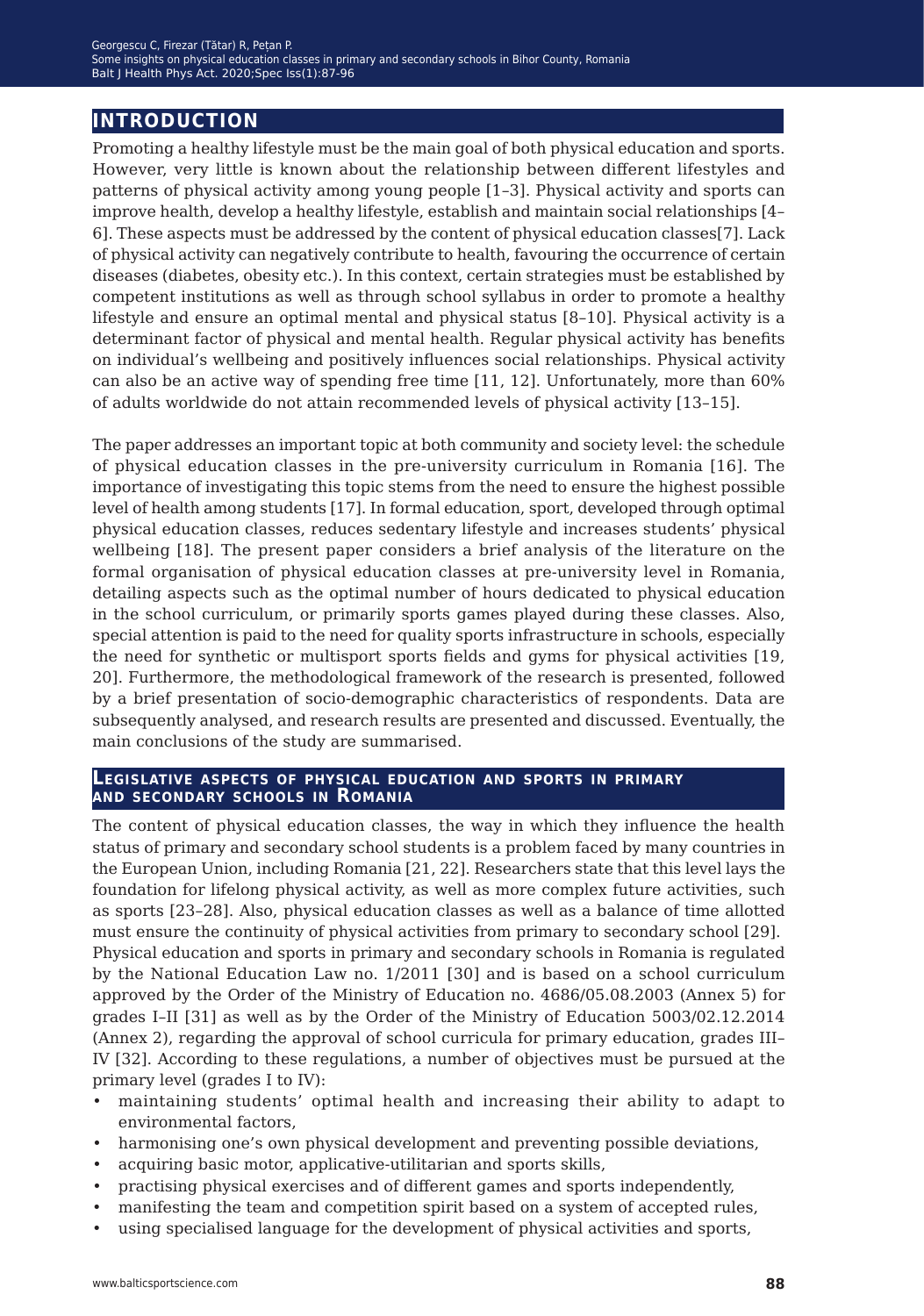## INTRODUCTION

Promoting a healthy lifestyle must be the main goal of both physical education and sports. However, very little is known about the relationship between different lifestyles and patterns of physical activity among young people [1–3]. Physical activity and sports can improve health, develop a healthy lifestyle, establish and maintain social relationships [4–6]. These aspects must be addressed by the content of physical education classes[7]. Lack of physical activity can negatively contribute to health, favouring the occurrence of certain diseases (diabetes, obesity etc.). In this context, certain strategies must be established by competent institutions as well as through school syllabus in order to promote a healthy lifestyle and ensure an optimal mental and physical status [8–10]. Physical activity is a determinant factor of physical and mental health. Regular physical activity has benefits on individual's wellbeing and positively influences social relationships. Physical activity can also be an active way of spending free time [11, 12]. Unfortunately, more than 60% of adults worldwide do not attain recommended levels of physical activity [13–15].

The paper addresses an important topic at both community and society level: the schedule of physical education classes in the pre-university curriculum in Romania [16]. The importance of investigating this topic stems from the need to ensure the highest possible level of health among students [17]. In formal education, sport, developed through optimal physical education classes, reduces sedentary lifestyle and increases students' physical wellbeing [18]. The present paper considers a brief analysis of the literature on the formal organisation of physical education classes at pre-university level in Romania, detailing aspects such as the optimal number of hours dedicated to physical education in the school curriculum, or primarily sports games played during these classes. Also, special attention is paid to the need for quality sports infrastructure in schools, especially the need for synthetic or multisport sports fields and gyms for physical activities [19, 20]. Furthermore, the methodological framework of the research is presented, followed by a brief presentation of socio-demographic characteristics of respondents. Data are subsequently analysed, and research results are presented and discussed. Eventually, the main conclusions of the study are summarised.

### LEGISLATIVE ASPECTS OF PHYSICAL EDUCATION AND SPORTS IN PRIMARY AND SECONDARY SCHOOLS IN ROMANIA

The content of physical education classes, the way in which they influence the health status of primary and secondary school students is a problem faced by many countries in the European Union, including Romania [21, 22]. Researchers state that this level lays the foundation for lifelong physical activity, as well as more complex future activities, such as sports [23–28]. Also, physical education classes as well as a balance of time allotted must ensure the continuity of physical activities from primary to secondary school [29].
Physical education and sports in primary and secondary schools in Romania is regulated by the National Education Law no. 1/2011 [30] and is based on a school curriculum approved by the Order of the Ministry of Education no. 4686/05.08.2003 (Annex 5) for grades I–II [31] as well as by the Order of the Ministry of Education 5003/02.12.2014 (Annex 2), regarding the approval of school curricula for primary education, grades III–IV [32]. According to these regulations, a number of objectives must be pursued at the primary level (grades I to IV):

- maintaining students' optimal health and increasing their ability to adapt to environmental factors,
- harmonising one's own physical development and preventing possible deviations,
- acquiring basic motor, applicative-utilitarian and sports skills,
- practising physical exercises and of different games and sports independently,
- manifesting the team and competition spirit based on a system of accepted rules,
- using specialised language for the development of physical activities and sports,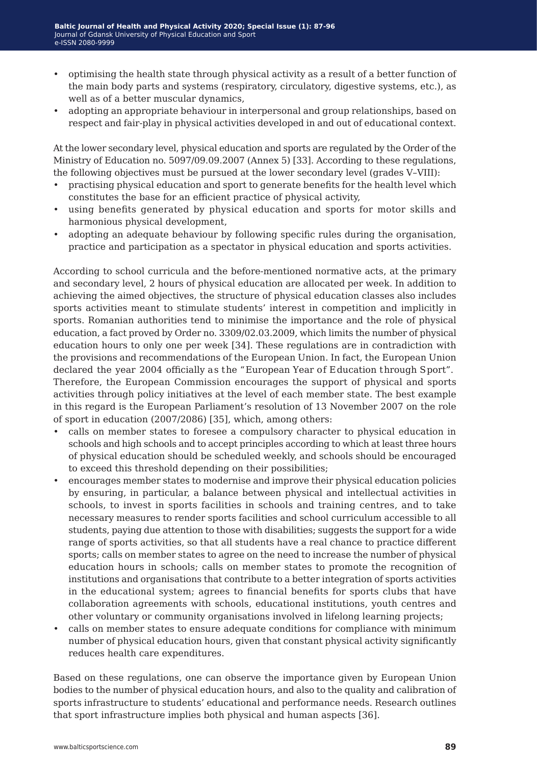- optimising the health state through physical activity as a result of a better function of the main body parts and systems (respiratory, circulatory, digestive systems, etc.), as well as of a better muscular dynamics,
- adopting an appropriate behaviour in interpersonal and group relationships, based on respect and fair-play in physical activities developed in and out of educational context.

At the lower secondary level, physical education and sports are regulated by the Order of the Ministry of Education no. 5097/09.09.2007 (Annex 5) [33]. According to these regulations, the following objectives must be pursued at the lower secondary level (grades V–VIII):

- practising physical education and sport to generate benefits for the health level which constitutes the base for an efficient practice of physical activity,
- using benefits generated by physical education and sports for motor skills and harmonious physical development,
- adopting an adequate behaviour by following specific rules during the organisation, practice and participation as a spectator in physical education and sports activities.

According to school curricula and the before-mentioned normative acts, at the primary and secondary level, 2 hours of physical education are allocated per week. In addition to achieving the aimed objectives, the structure of physical education classes also includes sports activities meant to stimulate students' interest in competition and implicitly in sports. Romanian authorities tend to minimise the importance and the role of physical education, a fact proved by Order no. 3309/02.03.2009, which limits the number of physical education hours to only one per week [34]. These regulations are in contradiction with the provisions and recommendations of the European Union. In fact, the European Union declared the year 2004 officially as the "European Year of Education through Sport". Therefore, the European Commission encourages the support of physical and sports activities through policy initiatives at the level of each member state. The best example in this regard is the European Parliament's resolution of 13 November 2007 on the role of sport in education (2007/2086) [35], which, among others:

- calls on member states to foresee a compulsory character to physical education in schools and high schools and to accept principles according to which at least three hours of physical education should be scheduled weekly, and schools should be encouraged to exceed this threshold depending on their possibilities;
- encourages member states to modernise and improve their physical education policies by ensuring, in particular, a balance between physical and intellectual activities in schools, to invest in sports facilities in schools and training centres, and to take necessary measures to render sports facilities and school curriculum accessible to all students, paying due attention to those with disabilities; suggests the support for a wide range of sports activities, so that all students have a real chance to practice different sports; calls on member states to agree on the need to increase the number of physical education hours in schools; calls on member states to promote the recognition of institutions and organisations that contribute to a better integration of sports activities in the educational system; agrees to financial benefits for sports clubs that have collaboration agreements with schools, educational institutions, youth centres and other voluntary or community organisations involved in lifelong learning projects;
- calls on member states to ensure adequate conditions for compliance with minimum number of physical education hours, given that constant physical activity significantly reduces health care expenditures.

Based on these regulations, one can observe the importance given by European Union bodies to the number of physical education hours, and also to the quality and calibration of sports infrastructure to students' educational and performance needs. Research outlines that sport infrastructure implies both physical and human aspects [36].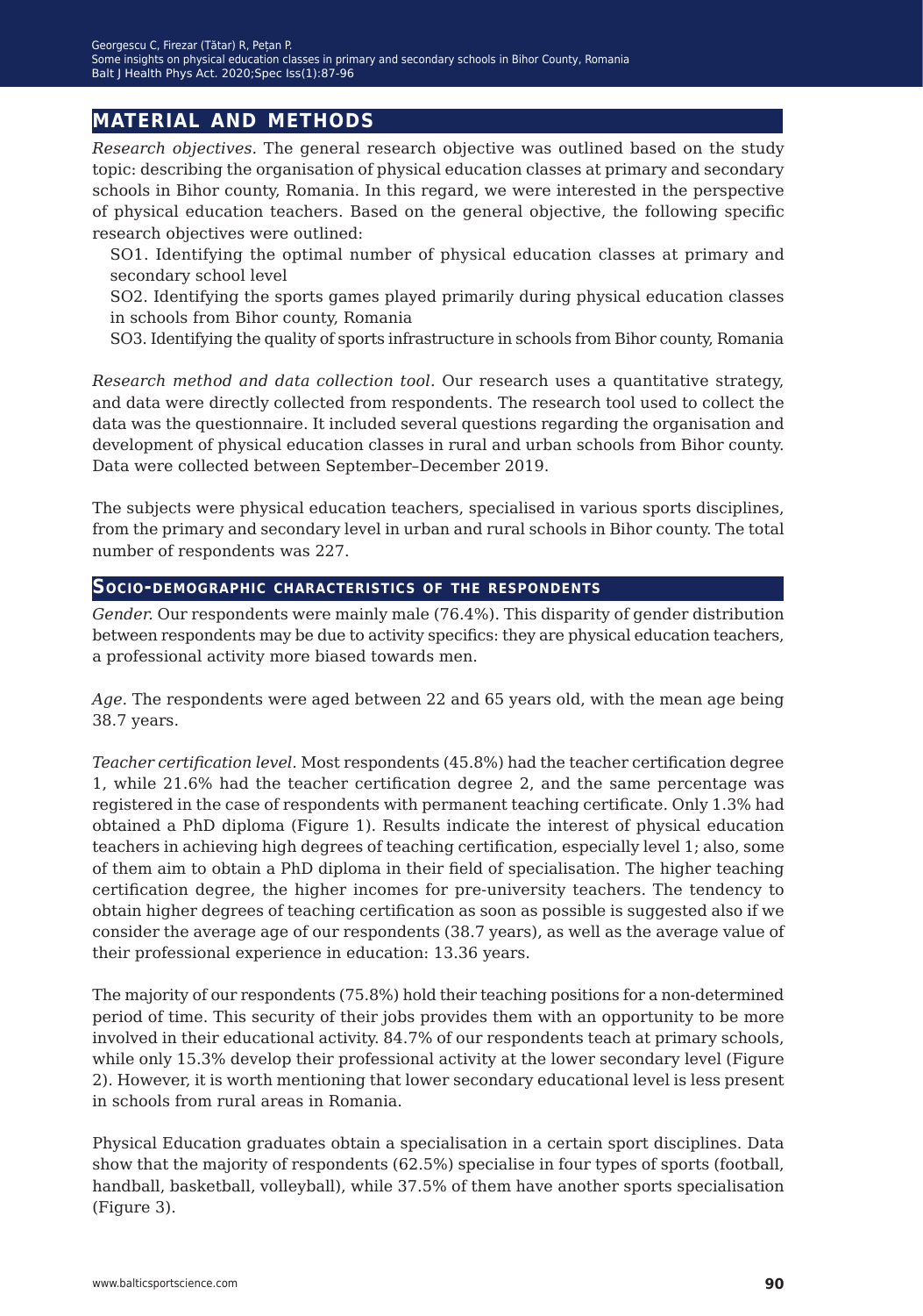## MATERIAL AND METHODS

*Research objectives.* The general research objective was outlined based on the study topic: describing the organisation of physical education classes at primary and secondary schools in Bihor county, Romania. In this regard, we were interested in the perspective of physical education teachers. Based on the general objective, the following specific research objectives were outlined:

SO1. Identifying the optimal number of physical education classes at primary and secondary school level

SO2. Identifying the sports games played primarily during physical education classes in schools from Bihor county, Romania

SO3. Identifying the quality of sports infrastructure in schools from Bihor county, Romania

*Research method and data collection tool.* Our research uses a quantitative strategy, and data were directly collected from respondents. The research tool used to collect the data was the questionnaire. It included several questions regarding the organisation and development of physical education classes in rural and urban schools from Bihor county. Data were collected between September–December 2019.

The subjects were physical education teachers, specialised in various sports disciplines, from the primary and secondary level in urban and rural schools in Bihor county. The total number of respondents was 227.

### Socio-demographic characteristics of the respondents

*Gender.* Our respondents were mainly male (76.4%). This disparity of gender distribution between respondents may be due to activity specifics: they are physical education teachers, a professional activity more biased towards men.

*Age.* The respondents were aged between 22 and 65 years old, with the mean age being 38.7 years.

*Teacher certification level.* Most respondents (45.8%) had the teacher certification degree 1, while 21.6% had the teacher certification degree 2, and the same percentage was registered in the case of respondents with permanent teaching certificate. Only 1.3% had obtained a PhD diploma (Figure 1). Results indicate the interest of physical education teachers in achieving high degrees of teaching certification, especially level 1; also, some of them aim to obtain a PhD diploma in their field of specialisation. The higher teaching certification degree, the higher incomes for pre-university teachers. The tendency to obtain higher degrees of teaching certification as soon as possible is suggested also if we consider the average age of our respondents (38.7 years), as well as the average value of their professional experience in education: 13.36 years.

The majority of our respondents (75.8%) hold their teaching positions for a non-determined period of time. This security of their jobs provides them with an opportunity to be more involved in their educational activity. 84.7% of our respondents teach at primary schools, while only 15.3% develop their professional activity at the lower secondary level (Figure 2). However, it is worth mentioning that lower secondary educational level is less present in schools from rural areas in Romania.

Physical Education graduates obtain a specialisation in a certain sport disciplines. Data show that the majority of respondents (62.5%) specialise in four types of sports (football, handball, basketball, volleyball), while 37.5% of them have another sports specialisation (Figure 3).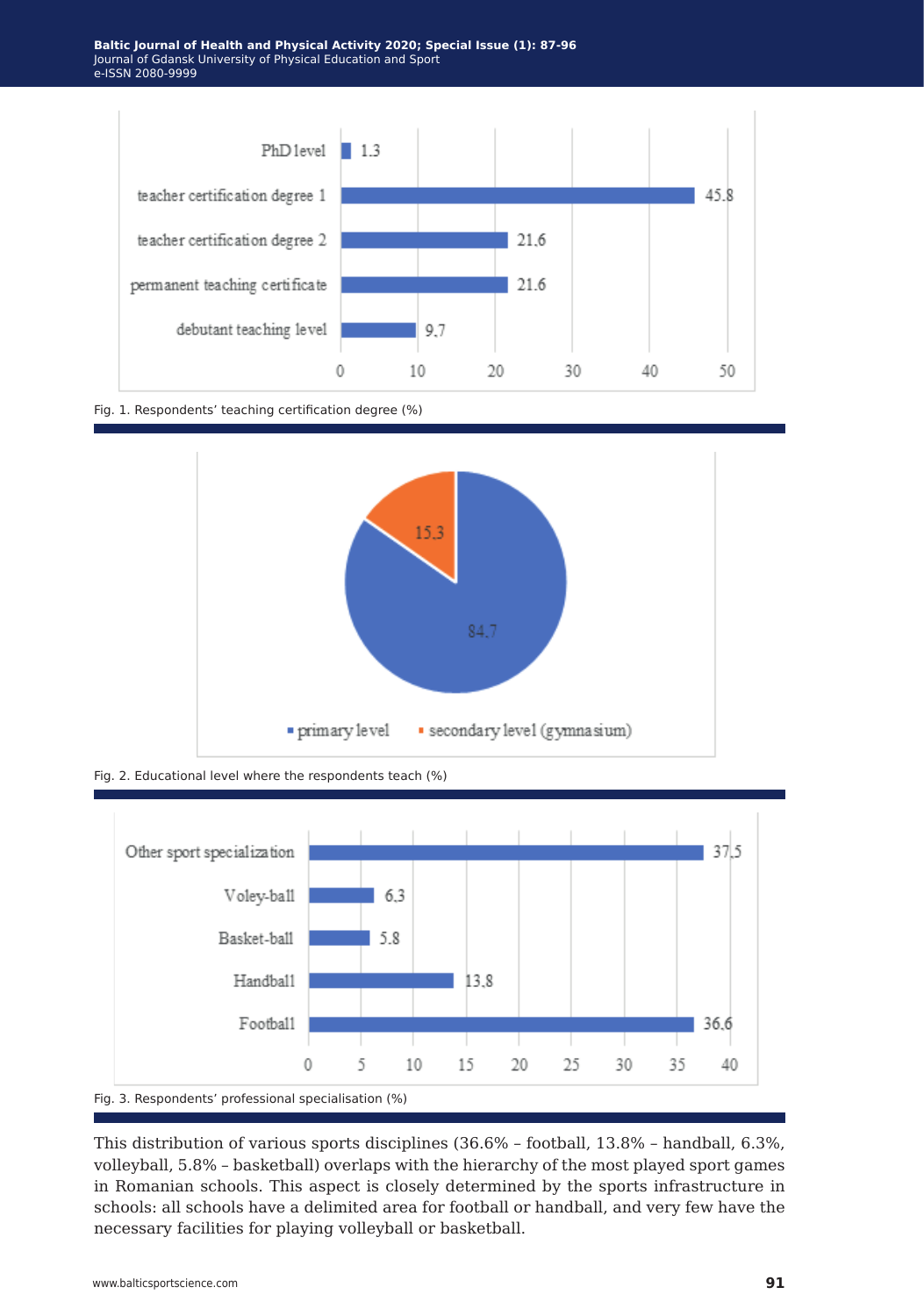Fig. 1. Respondents' teaching certification degree (%)

Fig. 2. Educational level where the respondents teach (%)

Fig. 3. Respondents' professional specialisation (%)

This distribution of various sports disciplines (36.6% – football, 13.8% – handball, 6.3%, volleyball, 5.8% – basketball) overlaps with the hierarchy of the most played sport games in Romanian schools. This aspect is closely determined by the sports infrastructure in schools: all schools have a delimited area for football or handball, and very few have the necessary facilities for playing volleyball or basketball.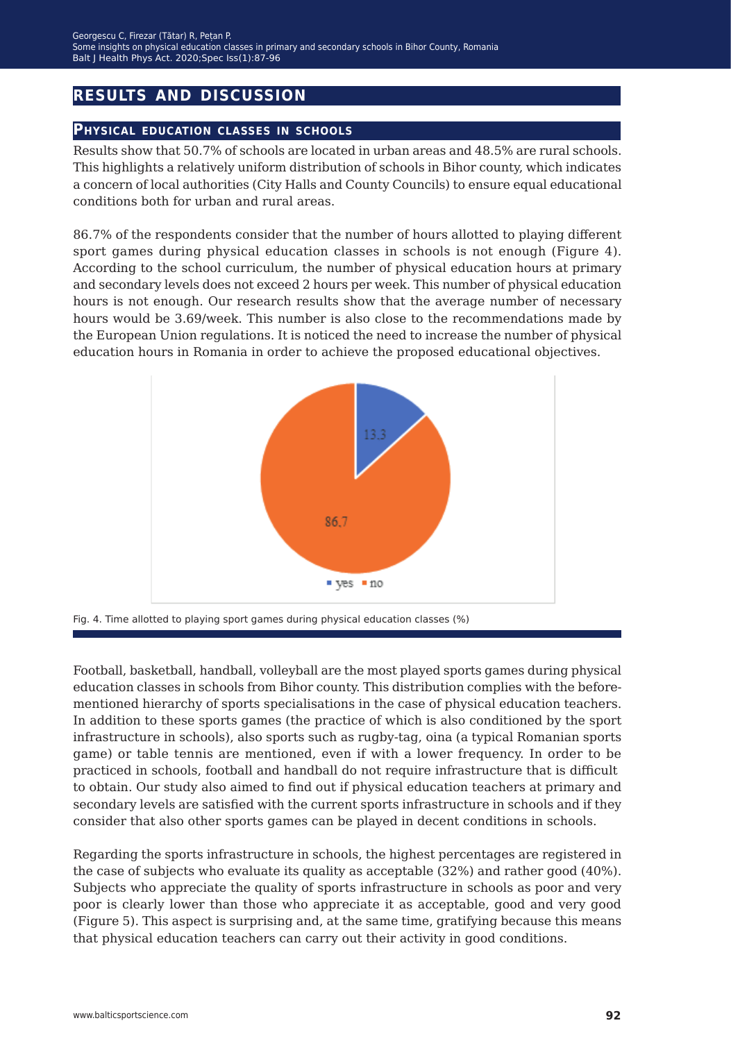## RESULTS AND DISCUSSION

### Physical education classes in schools

Results show that 50.7% of schools are located in urban areas and 48.5% are rural schools. This highlights a relatively uniform distribution of schools in Bihor county, which indicates a concern of local authorities (City Halls and County Councils) to ensure equal educational conditions both for urban and rural areas.

86.7% of the respondents consider that the number of hours allotted to playing different sport games during physical education classes in schools is not enough (Figure 4). According to the school curriculum, the number of physical education hours at primary and secondary levels does not exceed 2 hours per week. This number of physical education hours is not enough. Our research results show that the average number of necessary hours would be 3.69/week. This number is also close to the recommendations made by the European Union regulations. It is noticed the need to increase the number of physical education hours in Romania in order to achieve the proposed educational objectives.

Fig. 4. Time allotted to playing sport games during physical education classes (%)

Football, basketball, handball, volleyball are the most played sports games during physical education classes in schools from Bihor county. This distribution complies with the before-mentioned hierarchy of sports specialisations in the case of physical education teachers. In addition to these sports games (the practice of which is also conditioned by the sport infrastructure in schools), also sports such as rugby-tag, oina (a typical Romanian sports game) or table tennis are mentioned, even if with a lower frequency. In order to be practiced in schools, football and handball do not require infrastructure that is difficult to obtain. Our study also aimed to find out if physical education teachers at primary and secondary levels are satisfied with the current sports infrastructure in schools and if they consider that also other sports games can be played in decent conditions in schools.

Regarding the sports infrastructure in schools, the highest percentages are registered in the case of subjects who evaluate its quality as acceptable (32%) and rather good (40%). Subjects who appreciate the quality of sports infrastructure in schools as poor and very poor is clearly lower than those who appreciate it as acceptable, good and very good (Figure 5). This aspect is surprising and, at the same time, gratifying because this means that physical education teachers can carry out their activity in good conditions.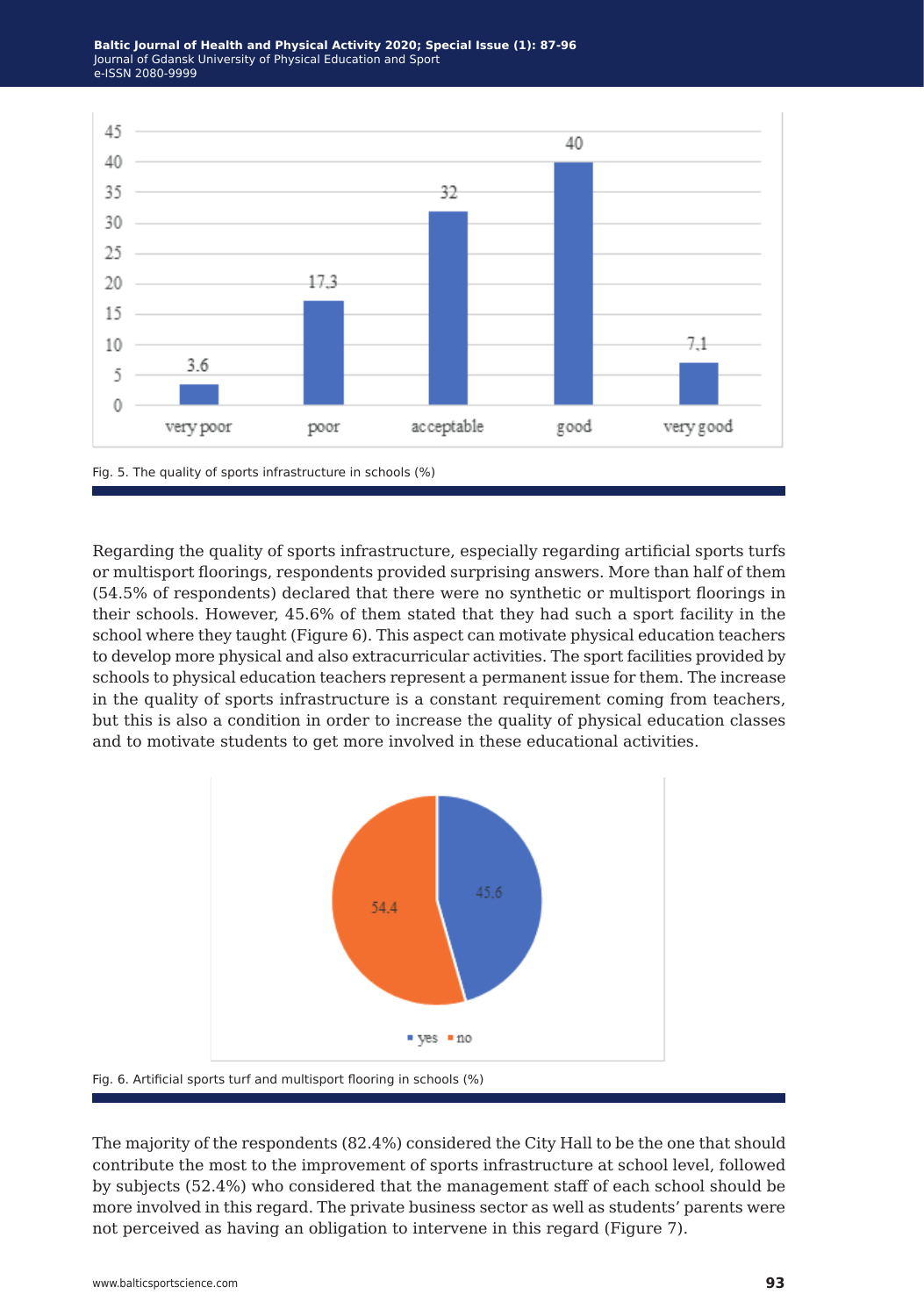Fig. 5. The quality of sports infrastructure in schools (%)

Regarding the quality of sports infrastructure, especially regarding artificial sports turfs or multisport floorings, respondents provided surprising answers. More than half of them (54.5% of respondents) declared that there were no synthetic or multisport floorings in their schools. However, 45.6% of them stated that they had such a sport facility in the school where they taught (Figure 6). This aspect can motivate physical education teachers to develop more physical and also extracurricular activities. The sport facilities provided by schools to physical education teachers represent a permanent issue for them. The increase in the quality of sports infrastructure is a constant requirement coming from teachers, but this is also a condition in order to increase the quality of physical education classes and to motivate students to get more involved in these educational activities.

Fig. 6. Artificial sports turf and multisport flooring in schools (%)

The majority of the respondents (82.4%) considered the City Hall to be the one that should contribute the most to the improvement of sports infrastructure at school level, followed by subjects (52.4%) who considered that the management staff of each school should be more involved in this regard. The private business sector as well as students' parents were not perceived as having an obligation to intervene in this regard (Figure 7).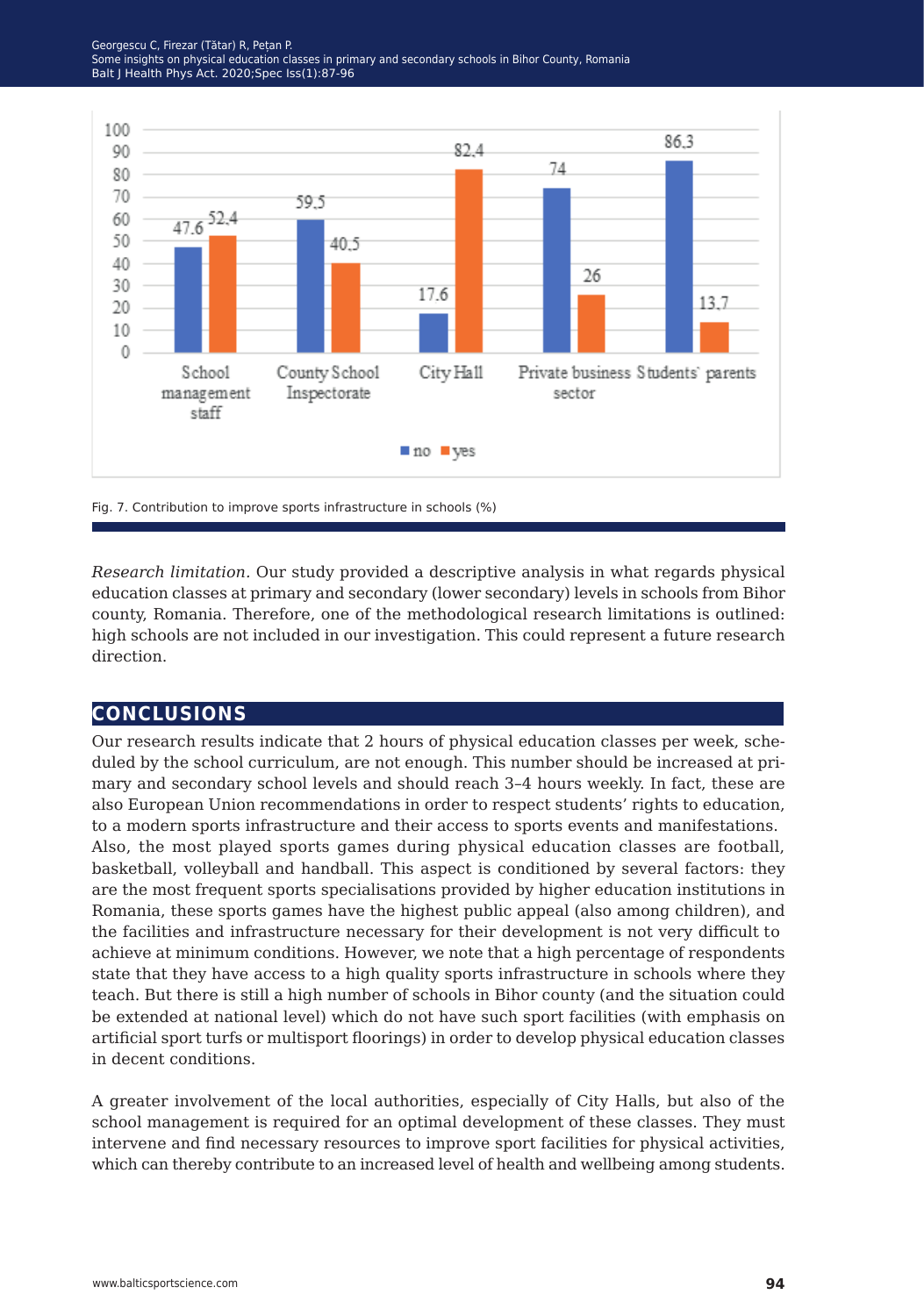Fig. 7. Contribution to improve sports infrastructure in schools (%)

*Research limitation.* Our study provided a descriptive analysis in what regards physical education classes at primary and secondary (lower secondary) levels in schools from Bihor county, Romania. Therefore, one of the methodological research limitations is outlined: high schools are not included in our investigation. This could represent a future research direction.

## CONCLUSIONS

Our research results indicate that 2 hours of physical education classes per week, scheduled by the school curriculum, are not enough. This number should be increased at primary and secondary school levels and should reach 3–4 hours weekly. In fact, these are also European Union recommendations in order to respect students' rights to education, to a modern sports infrastructure and their access to sports events and manifestations.
Also, the most played sports games during physical education classes are football, basketball, volleyball and handball. This aspect is conditioned by several factors: they are the most frequent sports specialisations provided by higher education institutions in Romania, these sports games have the highest public appeal (also among children), and the facilities and infrastructure necessary for their development is not very difficult to achieve at minimum conditions. However, we note that a high percentage of respondents state that they have access to a high quality sports infrastructure in schools where they teach. But there is still a high number of schools in Bihor county (and the situation could be extended at national level) which do not have such sport facilities (with emphasis on artificial sport turfs or multisport floorings) in order to develop physical education classes in decent conditions.

A greater involvement of the local authorities, especially of City Halls, but also of the school management is required for an optimal development of these classes. They must intervene and find necessary resources to improve sport facilities for physical activities, which can thereby contribute to an increased level of health and wellbeing among students.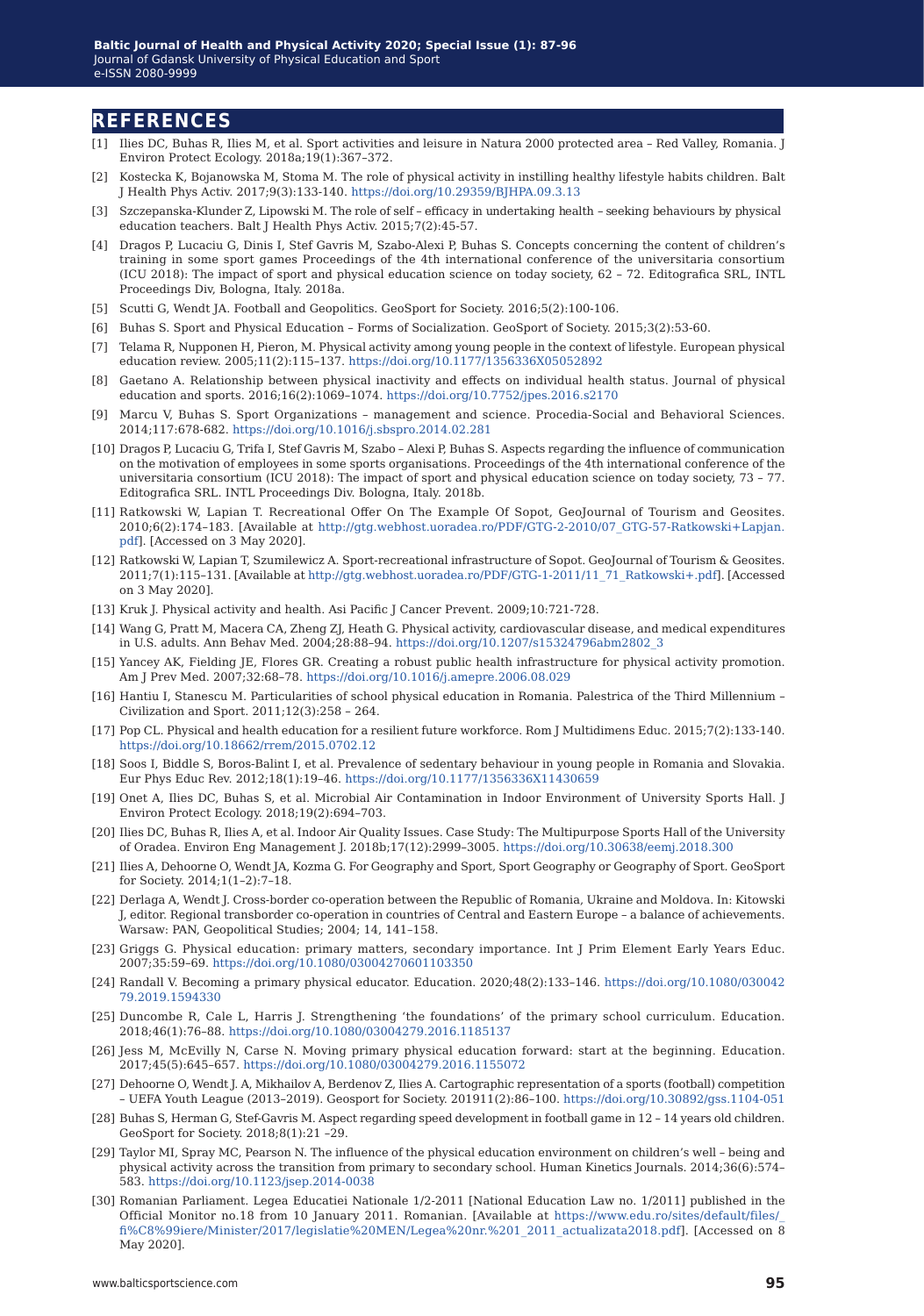## REFERENCES

[1] Ilies DC, Buhas R, Ilies M, et al. Sport activities and leisure in Natura 2000 protected area – Red Valley, Romania. J Environ Protect Ecology. 2018a;19(1):367–372.

[2] Kostecka K, Bojanowska M, Stoma M. The role of physical activity in instilling healthy lifestyle habits children. Balt J Health Phys Activ. 2017;9(3):133-140. https://doi.org/10.29359/BJHPA.09.3.13

[3] Szczepanska-Klunder Z, Lipowski M. The role of self – efficacy in undertaking health – seeking behaviours by physical education teachers. Balt J Health Phys Activ. 2015;7(2):45-57.

[4] Dragos P, Lucaciu G, Dinis I, Stef Gavris M, Szabo-Alexi P, Buhas S. Concepts concerning the content of children's training in some sport games Proceedings of the 4th international conference of the universitaria consortium (ICU 2018): The impact of sport and physical education science on today society, 62 – 72. Editografica SRL, INTL Proceedings Div, Bologna, Italy. 2018a.

[5] Scutti G, Wendt JA. Football and Geopolitics. GeoSport for Society. 2016;5(2):100-106.

[6] Buhas S. Sport and Physical Education – Forms of Socialization. GeoSport of Society. 2015;3(2):53-60.

[7] Telama R, Nupponen H, Pieron, M. Physical activity among young people in the context of lifestyle. European physical education review. 2005;11(2):115–137. https://doi.org/10.1177/1356336X05052892

[8] Gaetano A. Relationship between physical inactivity and effects on individual health status. Journal of physical education and sports. 2016;16(2):1069–1074. https://doi.org/10.7752/jpes.2016.s2170

[9] Marcu V, Buhas S. Sport Organizations – management and science. Procedia-Social and Behavioral Sciences. 2014;117:678-682. https://doi.org/10.1016/j.sbspro.2014.02.281

[10] Dragos P, Lucaciu G, Trifa I, Stef Gavris M, Szabo – Alexi P, Buhas S. Aspects regarding the influence of communication on the motivation of employees in some sports organisations. Proceedings of the 4th international conference of the universitaria consortium (ICU 2018): The impact of sport and physical education science on today society, 73 – 77. Editografica SRL. INTL Proceedings Div. Bologna, Italy. 2018b.

[11] Ratkowski W, Lapian T. Recreational Offer On The Example Of Sopot, GeoJournal of Tourism and Geosites. 2010;6(2):174–183. [Available at http://gtg.webhost.uoradea.ro/PDF/GTG-2-2010/07_GTG-57-Ratkowski+Lapjan.pdf]. [Accessed on 3 May 2020].

[12] Ratkowski W, Lapian T, Szumilewicz A. Sport-recreational infrastructure of Sopot. GeoJournal of Tourism & Geosites. 2011;7(1):115–131. [Available at http://gtg.webhost.uoradea.ro/PDF/GTG-1-2011/11_71_Ratkowski+.pdf]. [Accessed on 3 May 2020].

[13] Kruk J. Physical activity and health. Asi Pacific J Cancer Prevent. 2009;10:721-728.

[14] Wang G, Pratt M, Macera CA, Zheng ZJ, Heath G. Physical activity, cardiovascular disease, and medical expenditures in U.S. adults. Ann Behav Med. 2004;28:88–94. https://doi.org/10.1207/s15324796abm2802_3

[15] Yancey AK, Fielding JE, Flores GR. Creating a robust public health infrastructure for physical activity promotion. Am J Prev Med. 2007;32:68–78. https://doi.org/10.1016/j.amepre.2006.08.029

[16] Hantiu I, Stanescu M. Particularities of school physical education in Romania. Palestrica of the Third Millennium – Civilization and Sport. 2011;12(3):258 – 264.

[17] Pop CL. Physical and health education for a resilient future workforce. Rom J Multidimens Educ. 2015;7(2):133-140. https://doi.org/10.18662/rrem/2015.0702.12

[18] Soos I, Biddle S, Boros-Balint I, et al. Prevalence of sedentary behaviour in young people in Romania and Slovakia. Eur Phys Educ Rev. 2012;18(1):19–46. https://doi.org/10.1177/1356336X11430659

[19] Onet A, Ilies DC, Buhas S, et al. Microbial Air Contamination in Indoor Environment of University Sports Hall. J Environ Protect Ecology. 2018;19(2):694–703.

[20] Ilies DC, Buhas R, Ilies A, et al. Indoor Air Quality Issues. Case Study: The Multipurpose Sports Hall of the University of Oradea. Environ Eng Management J. 2018b;17(12):2999–3005. https://doi.org/10.30638/eemj.2018.300

[21] Ilies A, Dehoorne O, Wendt JA, Kozma G. For Geography and Sport, Sport Geography or Geography of Sport. GeoSport for Society. 2014;1(1–2):7–18.

[22] Derlaga A, Wendt J. Cross-border co-operation between the Republic of Romania, Ukraine and Moldova. In: Kitowski J, editor. Regional transborder co-operation in countries of Central and Eastern Europe – a balance of achievements. Warsaw: PAN, Geopolitical Studies; 2004; 14, 141–158.

[23] Griggs G. Physical education: primary matters, secondary importance. Int J Prim Element Early Years Educ. 2007;35:59–69. https://doi.org/10.1080/03004270601103350

[24] Randall V. Becoming a primary physical educator. Education. 2020;48(2):133–146. https://doi.org/10.1080/03004279.2019.1594330

[25] Duncombe R, Cale L, Harris J. Strengthening 'the foundations' of the primary school curriculum. Education. 2018;46(1):76–88. https://doi.org/10.1080/03004279.2016.1185137

[26] Jess M, McEvilly N, Carse N. Moving primary physical education forward: start at the beginning. Education. 2017;45(5):645–657. https://doi.org/10.1080/03004279.2016.1155072

[27] Dehoorne O, Wendt J. A, Mikhailov A, Berdenov Z, Ilies A. Cartographic representation of a sports (football) competition – UEFA Youth League (2013–2019). Geosport for Society. 201911(2):86–100. https://doi.org/10.30892/gss.1104-051

[28] Buhas S, Herman G, Stef-Gavris M. Aspect regarding speed development in football game in 12 – 14 years old children. GeoSport for Society. 2018;8(1):21 –29.

[29] Taylor MI, Spray MC, Pearson N. The influence of the physical education environment on children's well – being and physical activity across the transition from primary to secondary school. Human Kinetics Journals. 2014;36(6):574–583. https://doi.org/10.1123/jsep.2014-0038

[30] Romanian Parliament. Legea Educatiei Nationale 1/2-2011 [National Education Law no. 1/2011] published in the Official Monitor no.18 from 10 January 2011. Romanian. [Available at https://www.edu.ro/sites/default/files/_fi%C8%99iere/Minister/2017/legislatie%20MEN/Legea%20nr.%201_2011_actualizata2018.pdf]. [Accessed on 8 May 2020].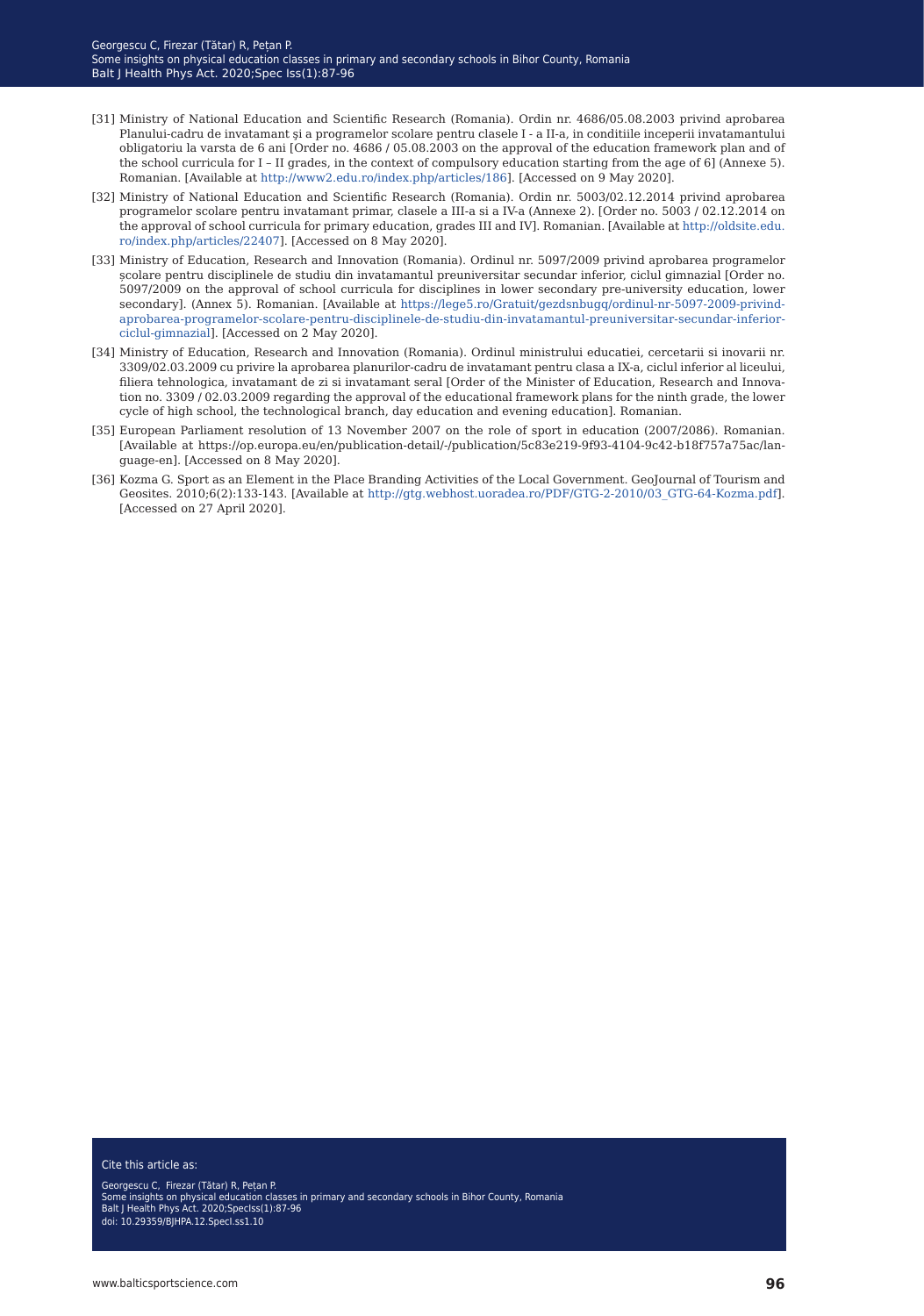[31] Ministry of National Education and Scientific Research (Romania). Ordin nr. 4686/05.08.2003 privind aprobarea Planului-cadru de invatamant şi a programelor scolare pentru clasele I - a II-a, in conditiile inceperii invatamantului obligatoriu la varsta de 6 ani [Order no. 4686 / 05.08.2003 on the approval of the education framework plan and of the school curricula for I – II grades, in the context of compulsory education starting from the age of 6] (Annexe 5). Romanian. [Available at http://www2.edu.ro/index.php/articles/186]. [Accessed on 9 May 2020].

[32] Ministry of National Education and Scientific Research (Romania). Ordin nr. 5003/02.12.2014 privind aprobarea programelor scolare pentru invatamant primar, clasele a III-a si a IV-a (Annexe 2). [Order no. 5003 / 02.12.2014 on the approval of school curricula for primary education, grades III and IV]. Romanian. [Available at http://oldsite.edu.ro/index.php/articles/22407]. [Accessed on 8 May 2020].

[33] Ministry of Education, Research and Innovation (Romania). Ordinul nr. 5097/2009 privind aprobarea programelor școlare pentru disciplinele de studiu din invatamantul preuniversitar secundar inferior, ciclul gimnazial [Order no. 5097/2009 on the approval of school curricula for disciplines in lower secondary pre-university education, lower secondary]. (Annex 5). Romanian. [Available at https://lege5.ro/Gratuit/gezdsnbugq/ordinul-nr-5097-2009-privind-aprobarea-programelor-scolare-pentru-disciplinele-de-studiu-din-invatamantul-preuniversitar-secundar-inferior-ciclul-gimnazial]. [Accessed on 2 May 2020].

[34] Ministry of Education, Research and Innovation (Romania). Ordinul ministrului educatiei, cercetarii si inovarii nr. 3309/02.03.2009 cu privire la aprobarea planurilor-cadru de invatamant pentru clasa a IX-a, ciclul inferior al liceului, filiera tehnologica, invatamant de zi si invatamant seral [Order of the Minister of Education, Research and Innovation no. 3309 / 02.03.2009 regarding the approval of the educational framework plans for the ninth grade, the lower cycle of high school, the technological branch, day education and evening education]. Romanian.

[35] European Parliament resolution of 13 November 2007 on the role of sport in education (2007/2086). Romanian. [Available at https://op.europa.eu/en/publication-detail/-/publication/5c83e219-9f93-4104-9c42-b18f757a75ac/language-en]. [Accessed on 8 May 2020].

[36] Kozma G. Sport as an Element in the Place Branding Activities of the Local Government. GeoJournal of Tourism and Geosites. 2010;6(2):133-143. [Available at http://gtg.webhost.uoradea.ro/PDF/GTG-2-2010/03_GTG-64-Kozma.pdf]. [Accessed on 27 April 2020].

Cite this article as:

Georgescu C, Firezar (Tătar) R, Peţan P.
Some insights on physical education classes in primary and secondary schools in Bihor County, Romania
Balt J Health Phys Act. 2020;SpecIss(1):87-96
doi: 10.29359/BJHPA.12.Spec1.ss1.10